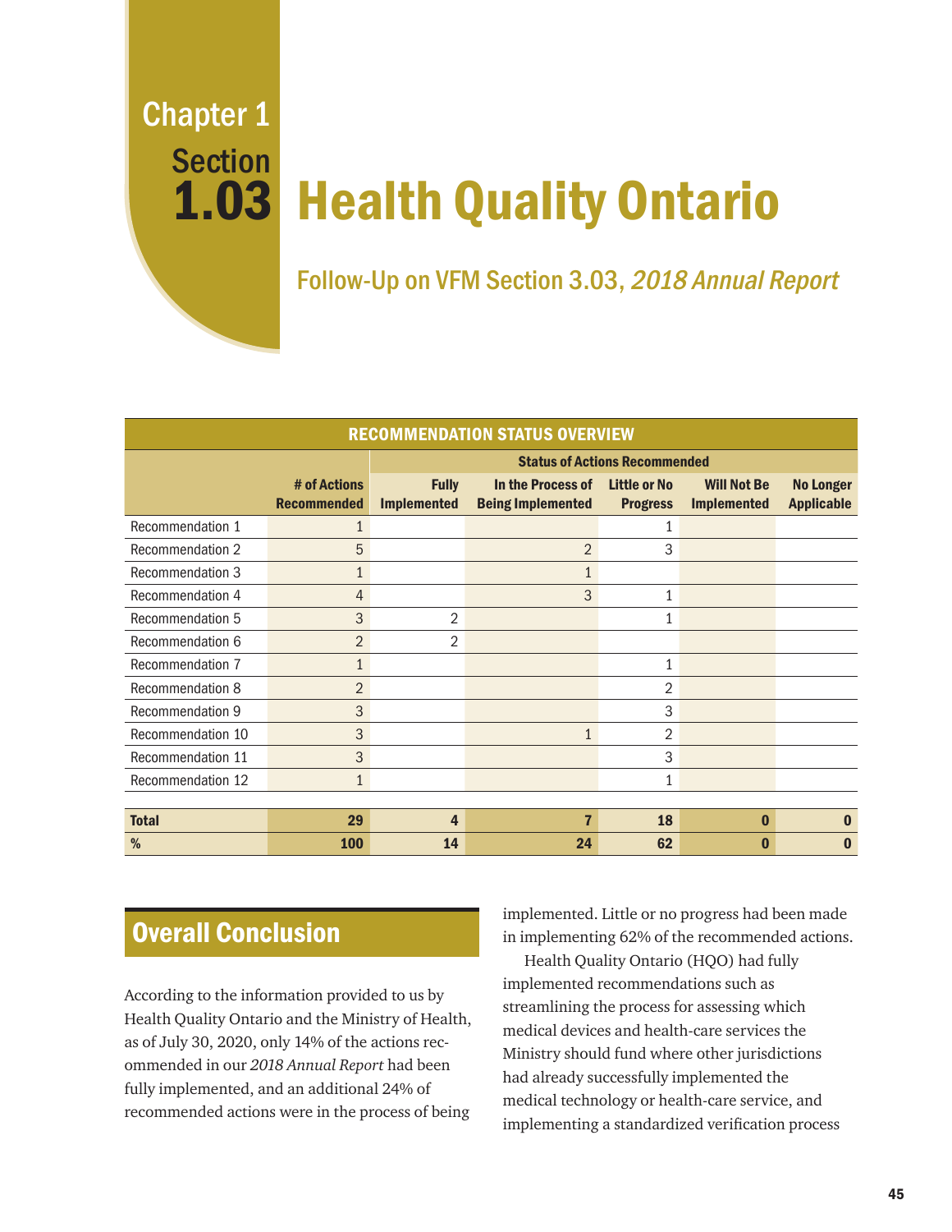# Chapter 1 Section 1.03 Health Quality Ontario

## Follow-Up on VFM Section 3.03, *2018 Annual Report*

**RECOMMENDATION STATUS OVERVIEW**

| | | **Status of Actions Recommended** | | | | |
|---|---|---|---|---|---|---|
| | **# of Actions Recommended** | **Fully Implemented** | **In the Process of Being Implemented** | **Little or No Progress** | **Will Not Be Implemented** | **No Longer Applicable** |
| Recommendation 1 | 1 | | | 1 | | |
| Recommendation 2 | 5 | | 2 | 3 | | |
| Recommendation 3 | 1 | | 1 | | | |
| Recommendation 4 | 4 | | 3 | 1 | | |
| Recommendation 5 | 3 | 2 | | 1 | | |
| Recommendation 6 | 2 | 2 | | | | |
| Recommendation 7 | 1 | | | 1 | | |
| Recommendation 8 | 2 | | | 2 | | |
| Recommendation 9 | 3 | | | 3 | | |
| Recommendation 10 | 3 | | 1 | 2 | | |
| Recommendation 11 | 3 | | | 3 | | |
| Recommendation 12 | 1 | | | 1 | | |
| **Total** | **29** | **4** | **7** | **18** | **0** | **0** |
| **%** | **100** | **14** | **24** | **62** | **0** | **0** |

## Overall Conclusion

According to the information provided to us by Health Quality Ontario and the Ministry of Health, as of July 30, 2020, only 14% of the actions recommended in our *2018 Annual Report* had been fully implemented, and an additional 24% of recommended actions were in the process of being implemented. Little or no progress had been made in implementing 62% of the recommended actions.

Health Quality Ontario (HQO) had fully implemented recommendations such as streamlining the process for assessing which medical devices and health-care services the Ministry should fund where other jurisdictions had already successfully implemented the medical technology or health-care service, and implementing a standardized verification process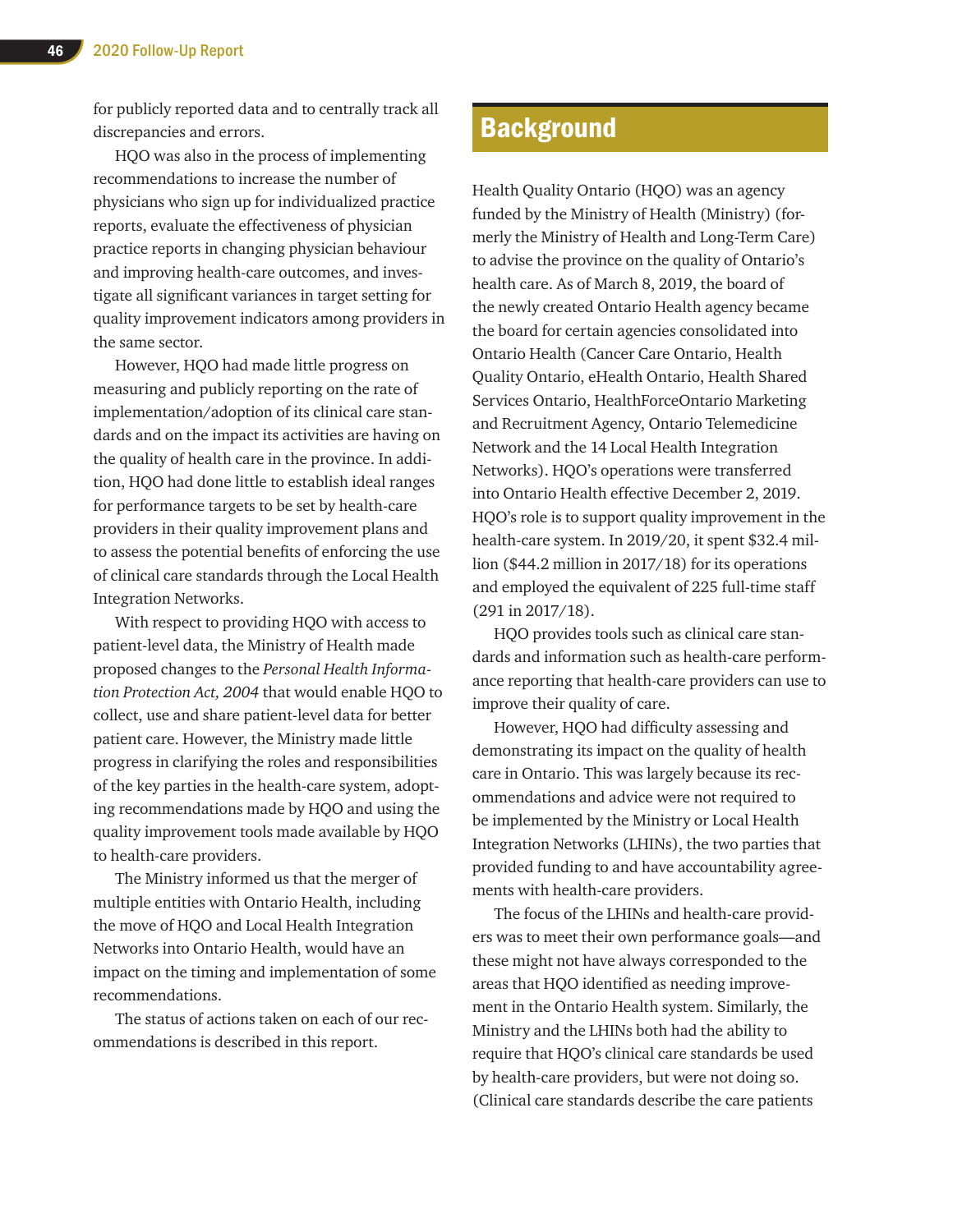for publicly reported data and to centrally track all discrepancies and errors.

HQO was also in the process of implementing recommendations to increase the number of physicians who sign up for individualized practice reports, evaluate the effectiveness of physician practice reports in changing physician behaviour and improving health-care outcomes, and investigate all significant variances in target setting for quality improvement indicators among providers in the same sector.

However, HQO had made little progress on measuring and publicly reporting on the rate of implementation/adoption of its clinical care standards and on the impact its activities are having on the quality of health care in the province. In addition, HQO had done little to establish ideal ranges for performance targets to be set by health-care providers in their quality improvement plans and to assess the potential benefits of enforcing the use of clinical care standards through the Local Health Integration Networks.

With respect to providing HQO with access to patient-level data, the Ministry of Health made proposed changes to the *Personal Health Information Protection Act, 2004* that would enable HQO to collect, use and share patient-level data for better patient care. However, the Ministry made little progress in clarifying the roles and responsibilities of the key parties in the health-care system, adopting recommendations made by HQO and using the quality improvement tools made available by HQO to health-care providers.

The Ministry informed us that the merger of multiple entities with Ontario Health, including the move of HQO and Local Health Integration Networks into Ontario Health, would have an impact on the timing and implementation of some recommendations.

The status of actions taken on each of our recommendations is described in this report.

## Background

Health Quality Ontario (HQO) was an agency funded by the Ministry of Health (Ministry) (formerly the Ministry of Health and Long-Term Care) to advise the province on the quality of Ontario's health care. As of March 8, 2019, the board of the newly created Ontario Health agency became the board for certain agencies consolidated into Ontario Health (Cancer Care Ontario, Health Quality Ontario, eHealth Ontario, Health Shared Services Ontario, HealthForceOntario Marketing and Recruitment Agency, Ontario Telemedicine Network and the 14 Local Health Integration Networks). HQO's operations were transferred into Ontario Health effective December 2, 2019. HQO's role is to support quality improvement in the health-care system. In 2019/20, it spent $32.4 million ($44.2 million in 2017/18) for its operations and employed the equivalent of 225 full-time staff (291 in 2017/18).

HQO provides tools such as clinical care standards and information such as health-care performance reporting that health-care providers can use to improve their quality of care.

However, HQO had difficulty assessing and demonstrating its impact on the quality of health care in Ontario. This was largely because its recommendations and advice were not required to be implemented by the Ministry or Local Health Integration Networks (LHINs), the two parties that provided funding to and have accountability agreements with health-care providers.

The focus of the LHINs and health-care providers was to meet their own performance goals—and these might not have always corresponded to the areas that HQO identified as needing improvement in the Ontario Health system. Similarly, the Ministry and the LHINs both had the ability to require that HQO's clinical care standards be used by health-care providers, but were not doing so. (Clinical care standards describe the care patients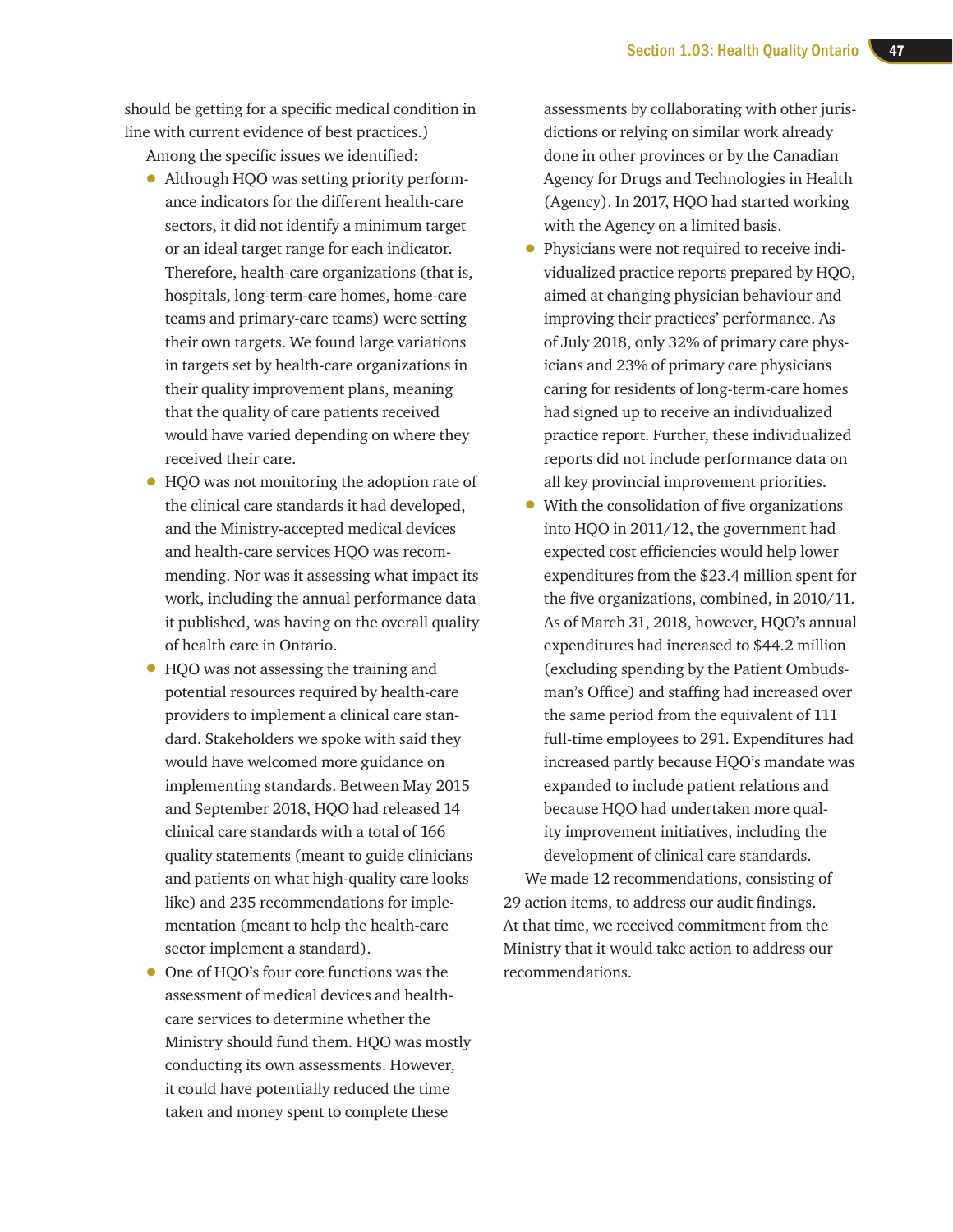should be getting for a specific medical condition in line with current evidence of best practices.)

Among the specific issues we identified:

- Although HQO was setting priority performance indicators for the different health-care sectors, it did not identify a minimum target or an ideal target range for each indicator. Therefore, health-care organizations (that is, hospitals, long-term-care homes, home-care teams and primary-care teams) were setting their own targets. We found large variations in targets set by health-care organizations in their quality improvement plans, meaning that the quality of care patients received would have varied depending on where they received their care.
- HQO was not monitoring the adoption rate of the clinical care standards it had developed, and the Ministry-accepted medical devices and health-care services HQO was recommending. Nor was it assessing what impact its work, including the annual performance data it published, was having on the overall quality of health care in Ontario.
- HQO was not assessing the training and potential resources required by health-care providers to implement a clinical care standard. Stakeholders we spoke with said they would have welcomed more guidance on implementing standards. Between May 2015 and September 2018, HQO had released 14 clinical care standards with a total of 166 quality statements (meant to guide clinicians and patients on what high-quality care looks like) and 235 recommendations for implementation (meant to help the health-care sector implement a standard).
- One of HQO's four core functions was the assessment of medical devices and health-care services to determine whether the Ministry should fund them. HQO was mostly conducting its own assessments. However, it could have potentially reduced the time taken and money spent to complete these assessments by collaborating with other jurisdictions or relying on similar work already done in other provinces or by the Canadian Agency for Drugs and Technologies in Health (Agency). In 2017, HQO had started working with the Agency on a limited basis.
- Physicians were not required to receive individualized practice reports prepared by HQO, aimed at changing physician behaviour and improving their practices' performance. As of July 2018, only 32% of primary care physicians and 23% of primary care physicians caring for residents of long-term-care homes had signed up to receive an individualized practice report. Further, these individualized reports did not include performance data on all key provincial improvement priorities.
- With the consolidation of five organizations into HQO in 2011/12, the government had expected cost efficiencies would help lower expenditures from the $23.4 million spent for the five organizations, combined, in 2010/11. As of March 31, 2018, however, HQO's annual expenditures had increased to $44.2 million (excluding spending by the Patient Ombudsman's Office) and staffing had increased over the same period from the equivalent of 111 full-time employees to 291. Expenditures had increased partly because HQO's mandate was expanded to include patient relations and because HQO had undertaken more quality improvement initiatives, including the development of clinical care standards.

We made 12 recommendations, consisting of 29 action items, to address our audit findings. At that time, we received commitment from the Ministry that it would take action to address our recommendations.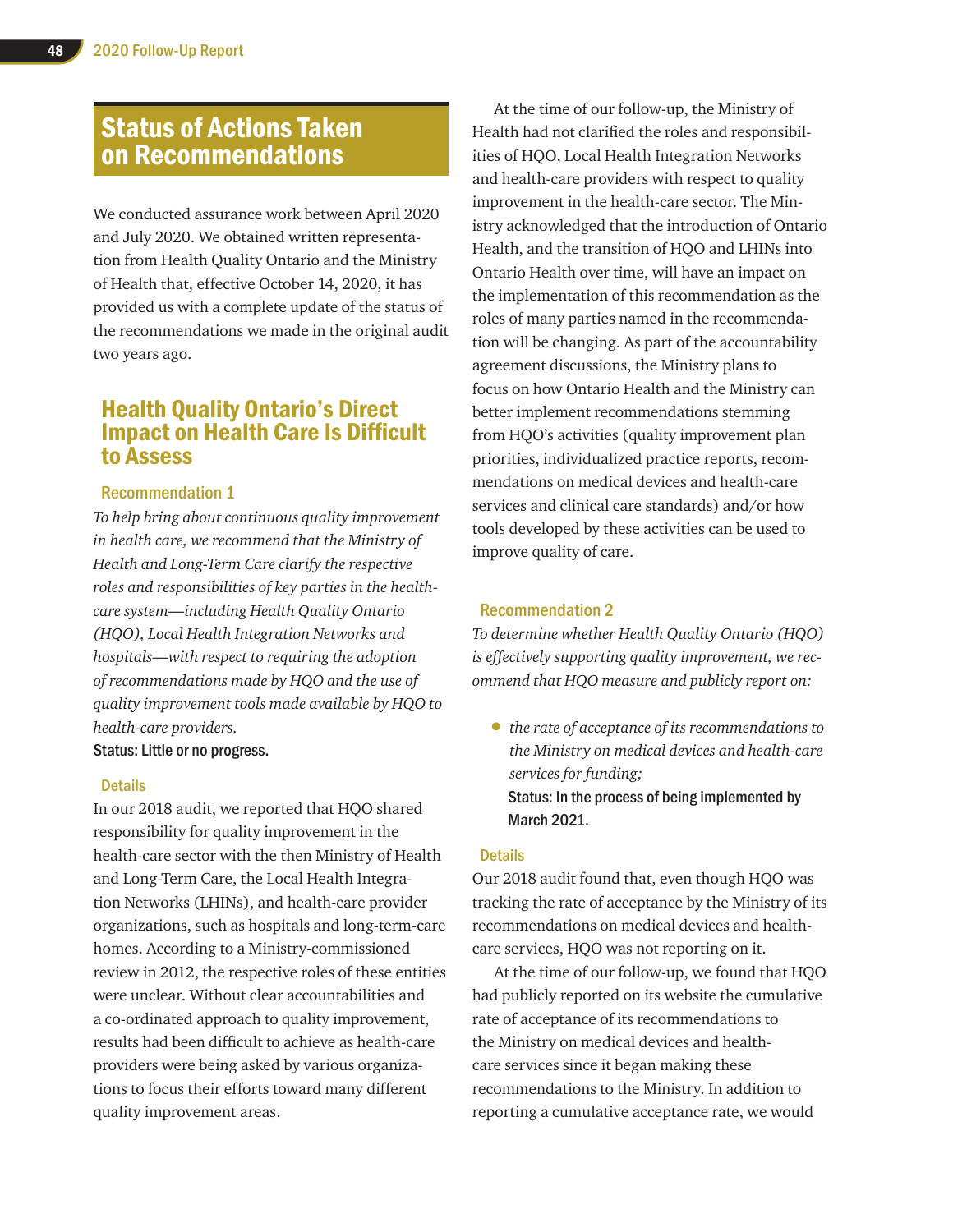## Status of Actions Taken on Recommendations

We conducted assurance work between April 2020 and July 2020. We obtained written representation from Health Quality Ontario and the Ministry of Health that, effective October 14, 2020, it has provided us with a complete update of the status of the recommendations we made in the original audit two years ago.

### Health Quality Ontario's Direct Impact on Health Care Is Difficult to Assess

#### Recommendation 1

*To help bring about continuous quality improvement in health care, we recommend that the Ministry of Health and Long-Term Care clarify the respective roles and responsibilities of key parties in the health-care system—including Health Quality Ontario (HQO), Local Health Integration Networks and hospitals—with respect to requiring the adoption of recommendations made by HQO and the use of quality improvement tools made available by HQO to health-care providers.*

**Status: Little or no progress.**

#### Details

In our 2018 audit, we reported that HQO shared responsibility for quality improvement in the health-care sector with the then Ministry of Health and Long-Term Care, the Local Health Integration Networks (LHINs), and health-care provider organizations, such as hospitals and long-term-care homes. According to a Ministry-commissioned review in 2012, the respective roles of these entities were unclear. Without clear accountabilities and a co-ordinated approach to quality improvement, results had been difficult to achieve as health-care providers were being asked by various organizations to focus their efforts toward many different quality improvement areas.

At the time of our follow-up, the Ministry of Health had not clarified the roles and responsibilities of HQO, Local Health Integration Networks and health-care providers with respect to quality improvement in the health-care sector. The Ministry acknowledged that the introduction of Ontario Health, and the transition of HQO and LHINs into Ontario Health over time, will have an impact on the implementation of this recommendation as the roles of many parties named in the recommendation will be changing. As part of the accountability agreement discussions, the Ministry plans to focus on how Ontario Health and the Ministry can better implement recommendations stemming from HQO's activities (quality improvement plan priorities, individualized practice reports, recommendations on medical devices and health-care services and clinical care standards) and/or how tools developed by these activities can be used to improve quality of care.

#### Recommendation 2

*To determine whether Health Quality Ontario (HQO) is effectively supporting quality improvement, we recommend that HQO measure and publicly report on:*

- *the rate of acceptance of its recommendations to the Ministry on medical devices and health-care services for funding;*

  **Status: In the process of being implemented by March 2021.**

#### Details

Our 2018 audit found that, even though HQO was tracking the rate of acceptance by the Ministry of its recommendations on medical devices and health-care services, HQO was not reporting on it.

At the time of our follow-up, we found that HQO had publicly reported on its website the cumulative rate of acceptance of its recommendations to the Ministry on medical devices and health-care services since it began making these recommendations to the Ministry. In addition to reporting a cumulative acceptance rate, we would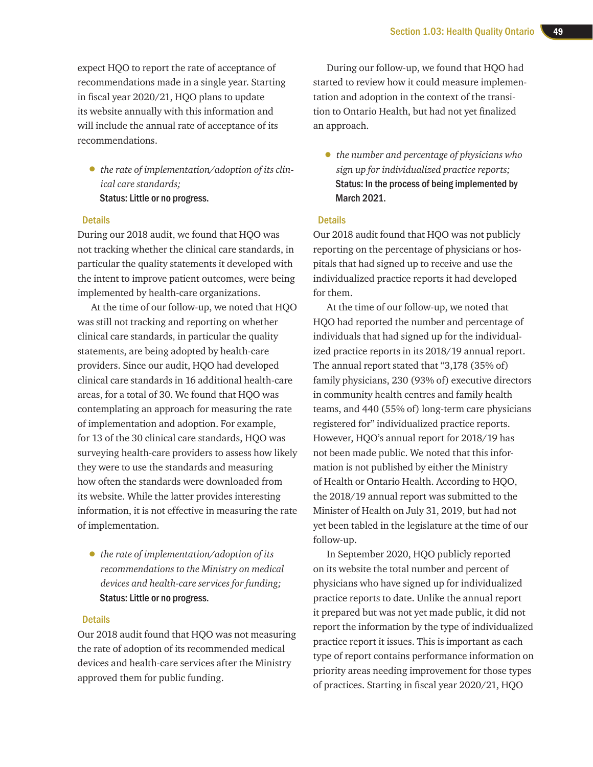expect HQO to report the rate of acceptance of recommendations made in a single year. Starting in fiscal year 2020/21, HQO plans to update its website annually with this information and will include the annual rate of acceptance of its recommendations.

- *the rate of implementation/adoption of its clinical care standards;*
  **Status: Little or no progress.**

### Details

During our 2018 audit, we found that HQO was not tracking whether the clinical care standards, in particular the quality statements it developed with the intent to improve patient outcomes, were being implemented by health-care organizations.

At the time of our follow-up, we noted that HQO was still not tracking and reporting on whether clinical care standards, in particular the quality statements, are being adopted by health-care providers. Since our audit, HQO had developed clinical care standards in 16 additional health-care areas, for a total of 30. We found that HQO was contemplating an approach for measuring the rate of implementation and adoption. For example, for 13 of the 30 clinical care standards, HQO was surveying health-care providers to assess how likely they were to use the standards and measuring how often the standards were downloaded from its website. While the latter provides interesting information, it is not effective in measuring the rate of implementation.

- *the rate of implementation/adoption of its recommendations to the Ministry on medical devices and health-care services for funding;*
  **Status: Little or no progress.**

### Details

Our 2018 audit found that HQO was not measuring the rate of adoption of its recommended medical devices and health-care services after the Ministry approved them for public funding.

During our follow-up, we found that HQO had started to review how it could measure implementation and adoption in the context of the transition to Ontario Health, but had not yet finalized an approach.

- *the number and percentage of physicians who sign up for individualized practice reports;*
  **Status: In the process of being implemented by March 2021.**

### Details

Our 2018 audit found that HQO was not publicly reporting on the percentage of physicians or hospitals that had signed up to receive and use the individualized practice reports it had developed for them.

At the time of our follow-up, we noted that HQO had reported the number and percentage of individuals that had signed up for the individualized practice reports in its 2018/19 annual report. The annual report stated that "3,178 (35% of) family physicians, 230 (93% of) executive directors in community health centres and family health teams, and 440 (55% of) long-term care physicians registered for" individualized practice reports. However, HQO's annual report for 2018/19 has not been made public. We noted that this information is not published by either the Ministry of Health or Ontario Health. According to HQO, the 2018/19 annual report was submitted to the Minister of Health on July 31, 2019, but had not yet been tabled in the legislature at the time of our follow-up.

In September 2020, HQO publicly reported on its website the total number and percent of physicians who have signed up for individualized practice reports to date. Unlike the annual report it prepared but was not yet made public, it did not report the information by the type of individualized practice report it issues. This is important as each type of report contains performance information on priority areas needing improvement for those types of practices. Starting in fiscal year 2020/21, HQO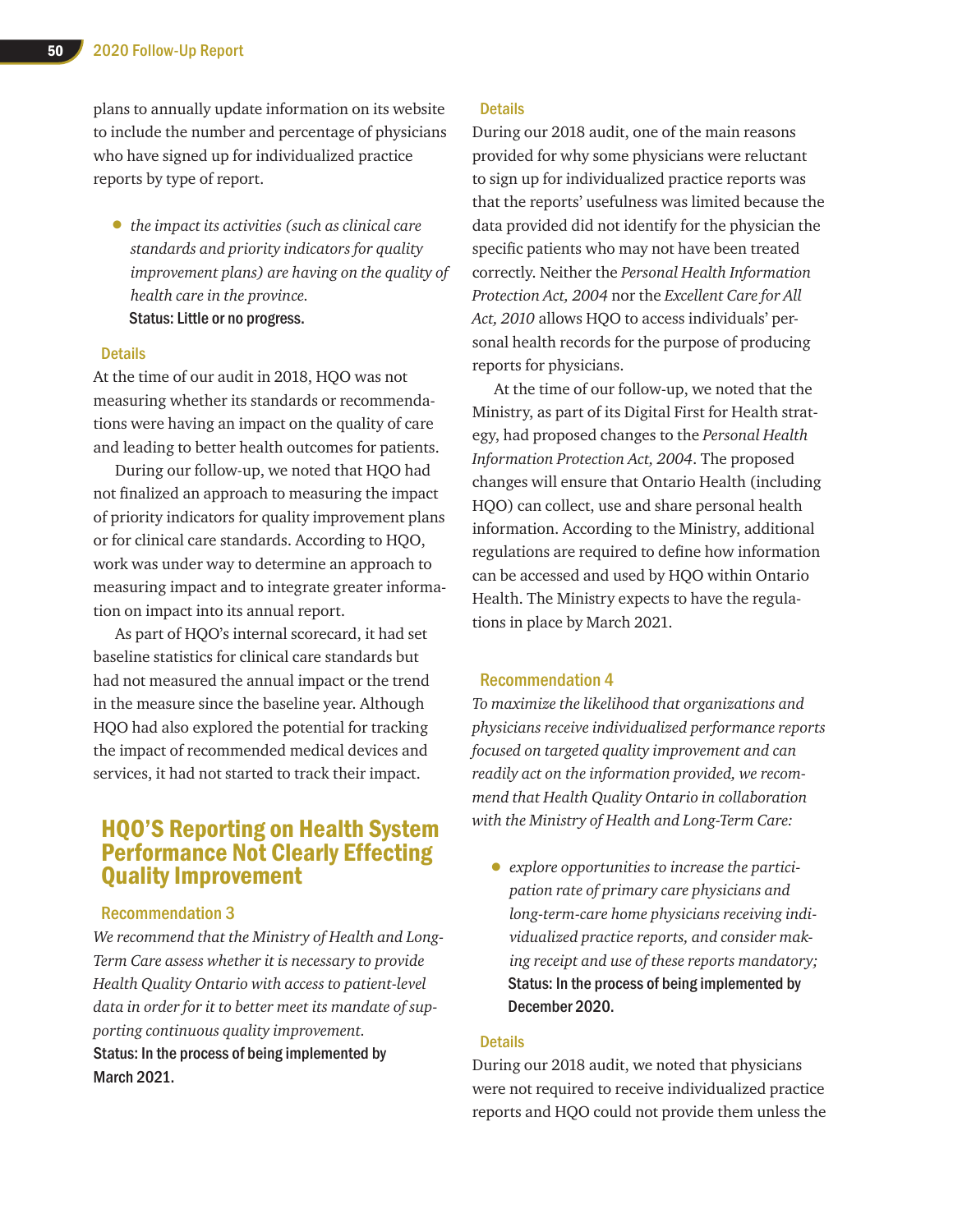plans to annually update information on its website to include the number and percentage of physicians who have signed up for individualized practice reports by type of report.

- *the impact its activities (such as clinical care standards and priority indicators for quality improvement plans) are having on the quality of health care in the province.*
  **Status: Little or no progress.**

### Details

At the time of our audit in 2018, HQO was not measuring whether its standards or recommendations were having an impact on the quality of care and leading to better health outcomes for patients.

During our follow-up, we noted that HQO had not finalized an approach to measuring the impact of priority indicators for quality improvement plans or for clinical care standards. According to HQO, work was under way to determine an approach to measuring impact and to integrate greater information on impact into its annual report.

As part of HQO's internal scorecard, it had set baseline statistics for clinical care standards but had not measured the annual impact or the trend in the measure since the baseline year. Although HQO had also explored the potential for tracking the impact of recommended medical devices and services, it had not started to track their impact.

## HQO'S Reporting on Health System Performance Not Clearly Effecting Quality Improvement

### Recommendation 3

*We recommend that the Ministry of Health and Long-Term Care assess whether it is necessary to provide Health Quality Ontario with access to patient-level data in order for it to better meet its mandate of supporting continuous quality improvement.*

**Status: In the process of being implemented by March 2021.**

### Details

During our 2018 audit, one of the main reasons provided for why some physicians were reluctant to sign up for individualized practice reports was that the reports' usefulness was limited because the data provided did not identify for the physician the specific patients who may not have been treated correctly. Neither the *Personal Health Information Protection Act, 2004* nor the *Excellent Care for All Act, 2010* allows HQO to access individuals' personal health records for the purpose of producing reports for physicians.

At the time of our follow-up, we noted that the Ministry, as part of its Digital First for Health strategy, had proposed changes to the *Personal Health Information Protection Act, 2004*. The proposed changes will ensure that Ontario Health (including HQO) can collect, use and share personal health information. According to the Ministry, additional regulations are required to define how information can be accessed and used by HQO within Ontario Health. The Ministry expects to have the regulations in place by March 2021.

### Recommendation 4

*To maximize the likelihood that organizations and physicians receive individualized performance reports focused on targeted quality improvement and can readily act on the information provided, we recommend that Health Quality Ontario in collaboration with the Ministry of Health and Long-Term Care:*

- *explore opportunities to increase the participation rate of primary care physicians and long-term-care home physicians receiving individualized practice reports, and consider making receipt and use of these reports mandatory;*
  **Status: In the process of being implemented by December 2020.**

### Details

During our 2018 audit, we noted that physicians were not required to receive individualized practice reports and HQO could not provide them unless the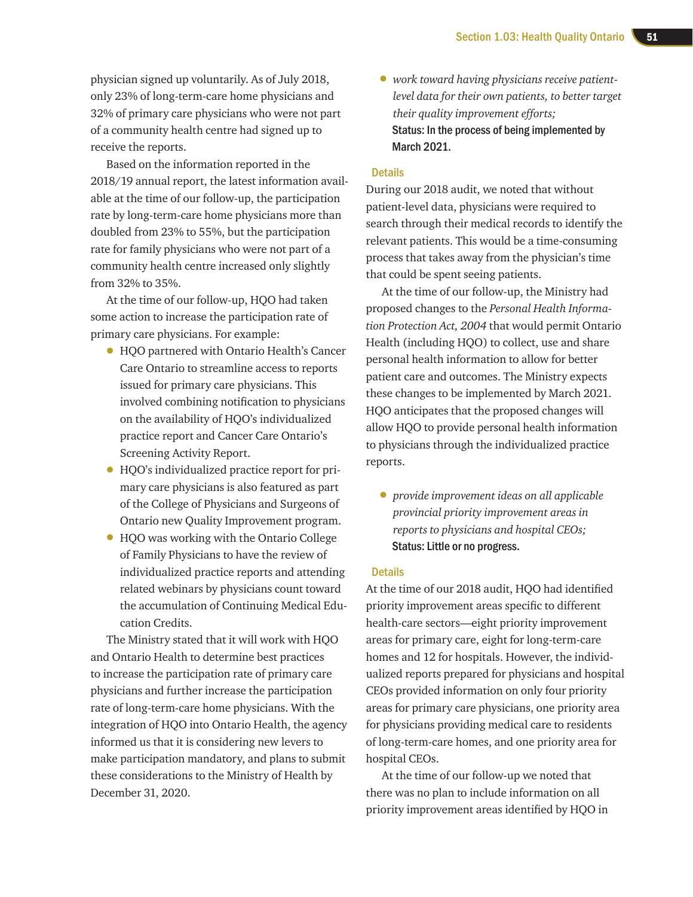physician signed up voluntarily. As of July 2018, only 23% of long-term-care home physicians and 32% of primary care physicians who were not part of a community health centre had signed up to receive the reports.

Based on the information reported in the 2018/19 annual report, the latest information available at the time of our follow-up, the participation rate by long-term-care home physicians more than doubled from 23% to 55%, but the participation rate for family physicians who were not part of a community health centre increased only slightly from 32% to 35%.

At the time of our follow-up, HQO had taken some action to increase the participation rate of primary care physicians. For example:

- HQO partnered with Ontario Health's Cancer Care Ontario to streamline access to reports issued for primary care physicians. This involved combining notification to physicians on the availability of HQO's individualized practice report and Cancer Care Ontario's Screening Activity Report.
- HQO's individualized practice report for primary care physicians is also featured as part of the College of Physicians and Surgeons of Ontario new Quality Improvement program.
- HQO was working with the Ontario College of Family Physicians to have the review of individualized practice reports and attending related webinars by physicians count toward the accumulation of Continuing Medical Education Credits.

The Ministry stated that it will work with HQO and Ontario Health to determine best practices to increase the participation rate of primary care physicians and further increase the participation rate of long-term-care home physicians. With the integration of HQO into Ontario Health, the agency informed us that it is considering new levers to make participation mandatory, and plans to submit these considerations to the Ministry of Health by December 31, 2020.

- *work toward having physicians receive patient-level data for their own patients, to better target their quality improvement efforts;*

**Status: In the process of being implemented by March 2021.**

### Details

During our 2018 audit, we noted that without patient-level data, physicians were required to search through their medical records to identify the relevant patients. This would be a time-consuming process that takes away from the physician's time that could be spent seeing patients.

At the time of our follow-up, the Ministry had proposed changes to the *Personal Health Information Protection Act, 2004* that would permit Ontario Health (including HQO) to collect, use and share personal health information to allow for better patient care and outcomes. The Ministry expects these changes to be implemented by March 2021. HQO anticipates that the proposed changes will allow HQO to provide personal health information to physicians through the individualized practice reports.

- *provide improvement ideas on all applicable provincial priority improvement areas in reports to physicians and hospital CEOs;*

**Status: Little or no progress.**

### Details

At the time of our 2018 audit, HQO had identified priority improvement areas specific to different health-care sectors—eight priority improvement areas for primary care, eight for long-term-care homes and 12 for hospitals. However, the individualized reports prepared for physicians and hospital CEOs provided information on only four priority areas for primary care physicians, one priority area for physicians providing medical care to residents of long-term-care homes, and one priority area for hospital CEOs.

At the time of our follow-up we noted that there was no plan to include information on all priority improvement areas identified by HQO in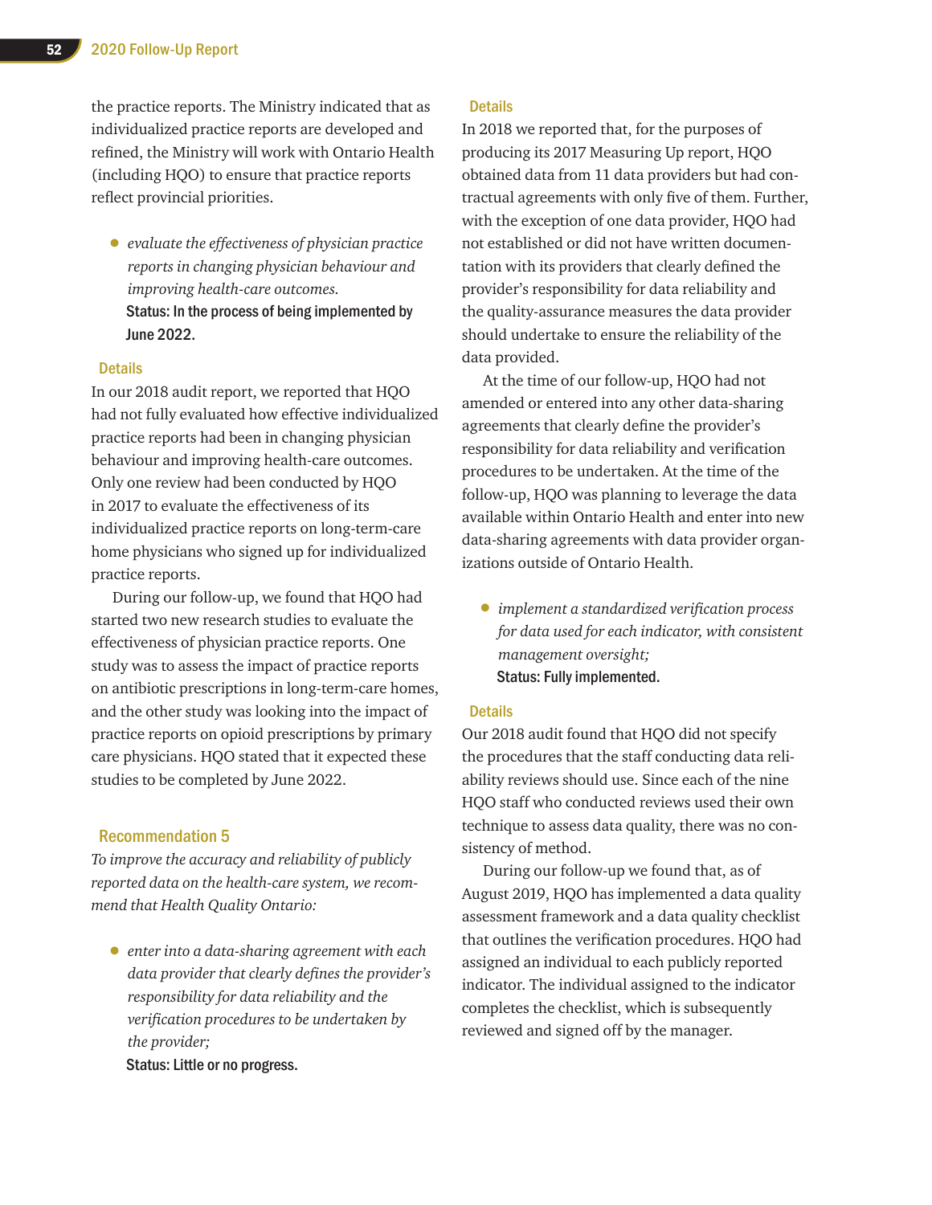the practice reports. The Ministry indicated that as individualized practice reports are developed and refined, the Ministry will work with Ontario Health (including HQO) to ensure that practice reports reflect provincial priorities.

- *evaluate the effectiveness of physician practice reports in changing physician behaviour and improving health-care outcomes.*

  **Status: In the process of being implemented by June 2022.**

### Details

In our 2018 audit report, we reported that HQO had not fully evaluated how effective individualized practice reports had been in changing physician behaviour and improving health-care outcomes. Only one review had been conducted by HQO in 2017 to evaluate the effectiveness of its individualized practice reports on long-term-care home physicians who signed up for individualized practice reports.

During our follow-up, we found that HQO had started two new research studies to evaluate the effectiveness of physician practice reports. One study was to assess the impact of practice reports on antibiotic prescriptions in long-term-care homes, and the other study was looking into the impact of practice reports on opioid prescriptions by primary care physicians. HQO stated that it expected these studies to be completed by June 2022.

## Recommendation 5

*To improve the accuracy and reliability of publicly reported data on the health-care system, we recommend that Health Quality Ontario:*

- *enter into a data-sharing agreement with each data provider that clearly defines the provider's responsibility for data reliability and the verification procedures to be undertaken by the provider;*

  **Status: Little or no progress.**

### Details

In 2018 we reported that, for the purposes of producing its 2017 Measuring Up report, HQO obtained data from 11 data providers but had contractual agreements with only five of them. Further, with the exception of one data provider, HQO had not established or did not have written documentation with its providers that clearly defined the provider's responsibility for data reliability and the quality-assurance measures the data provider should undertake to ensure the reliability of the data provided.

At the time of our follow-up, HQO had not amended or entered into any other data-sharing agreements that clearly define the provider's responsibility for data reliability and verification procedures to be undertaken. At the time of the follow-up, HQO was planning to leverage the data available within Ontario Health and enter into new data-sharing agreements with data provider organizations outside of Ontario Health.

- *implement a standardized verification process for data used for each indicator, with consistent management oversight;*

  **Status: Fully implemented.**

### Details

Our 2018 audit found that HQO did not specify the procedures that the staff conducting data reliability reviews should use. Since each of the nine HQO staff who conducted reviews used their own technique to assess data quality, there was no consistency of method.

During our follow-up we found that, as of August 2019, HQO has implemented a data quality assessment framework and a data quality checklist that outlines the verification procedures. HQO had assigned an individual to each publicly reported indicator. The individual assigned to the indicator completes the checklist, which is subsequently reviewed and signed off by the manager.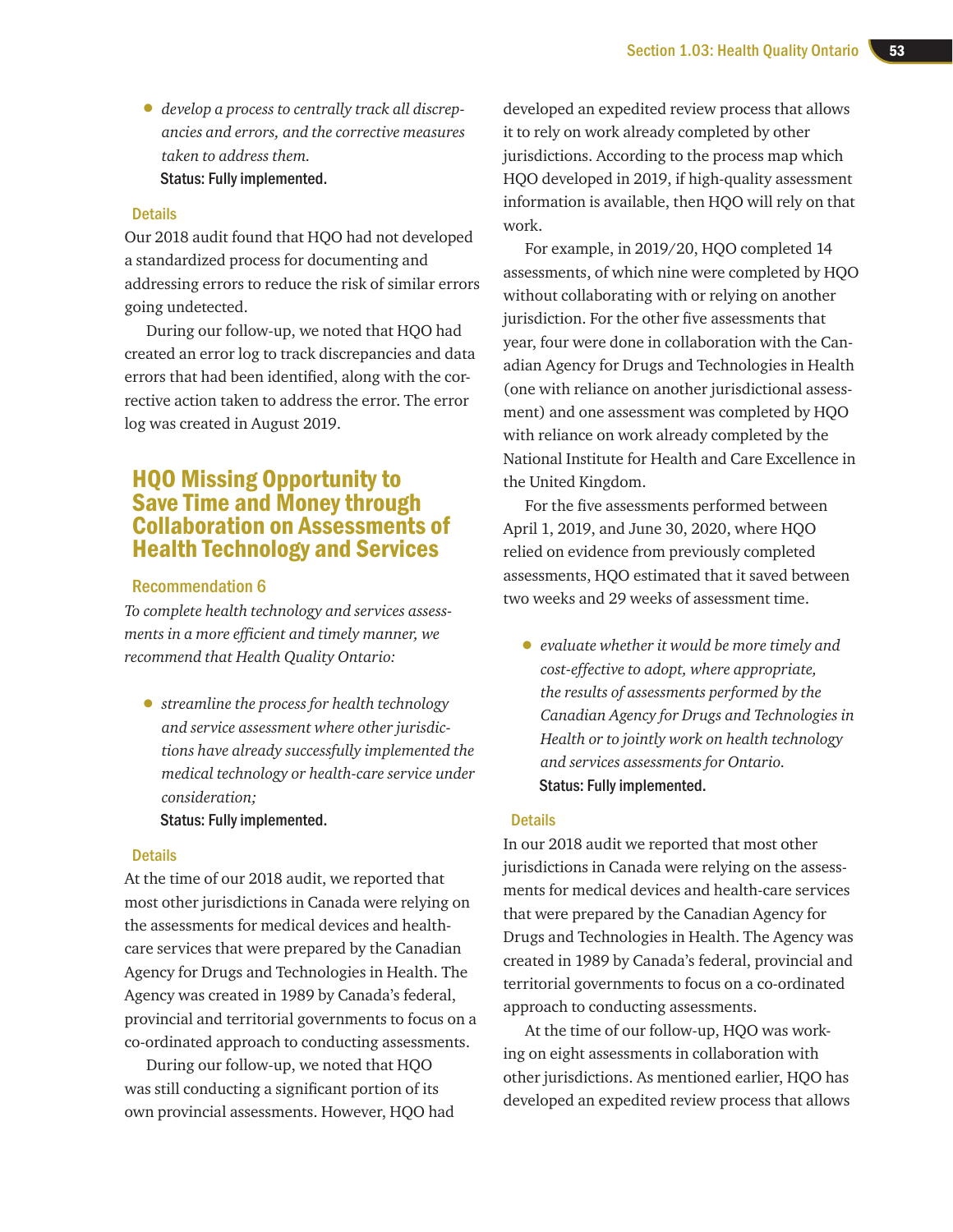- *develop a process to centrally track all discrepancies and errors, and the corrective measures taken to address them.*

  Status: Fully implemented.

### Details

Our 2018 audit found that HQO had not developed a standardized process for documenting and addressing errors to reduce the risk of similar errors going undetected.

During our follow-up, we noted that HQO had created an error log to track discrepancies and data errors that had been identified, along with the corrective action taken to address the error. The error log was created in August 2019.

## HQO Missing Opportunity to Save Time and Money through Collaboration on Assessments of Health Technology and Services

### Recommendation 6

*To complete health technology and services assessments in a more efficient and timely manner, we recommend that Health Quality Ontario:*

- *streamline the process for health technology and service assessment where other jurisdictions have already successfully implemented the medical technology or health-care service under consideration;*

  Status: Fully implemented.

### Details

At the time of our 2018 audit, we reported that most other jurisdictions in Canada were relying on the assessments for medical devices and health-care services that were prepared by the Canadian Agency for Drugs and Technologies in Health. The Agency was created in 1989 by Canada's federal, provincial and territorial governments to focus on a co-ordinated approach to conducting assessments.

During our follow-up, we noted that HQO was still conducting a significant portion of its own provincial assessments. However, HQO had developed an expedited review process that allows it to rely on work already completed by other jurisdictions. According to the process map which HQO developed in 2019, if high-quality assessment information is available, then HQO will rely on that work.

For example, in 2019/20, HQO completed 14 assessments, of which nine were completed by HQO without collaborating with or relying on another jurisdiction. For the other five assessments that year, four were done in collaboration with the Canadian Agency for Drugs and Technologies in Health (one with reliance on another jurisdictional assessment) and one assessment was completed by HQO with reliance on work already completed by the National Institute for Health and Care Excellence in the United Kingdom.

For the five assessments performed between April 1, 2019, and June 30, 2020, where HQO relied on evidence from previously completed assessments, HQO estimated that it saved between two weeks and 29 weeks of assessment time.

- *evaluate whether it would be more timely and cost-effective to adopt, where appropriate, the results of assessments performed by the Canadian Agency for Drugs and Technologies in Health or to jointly work on health technology and services assessments for Ontario.*

  Status: Fully implemented.

### Details

In our 2018 audit we reported that most other jurisdictions in Canada were relying on the assessments for medical devices and health-care services that were prepared by the Canadian Agency for Drugs and Technologies in Health. The Agency was created in 1989 by Canada's federal, provincial and territorial governments to focus on a co-ordinated approach to conducting assessments.

At the time of our follow-up, HQO was working on eight assessments in collaboration with other jurisdictions. As mentioned earlier, HQO has developed an expedited review process that allows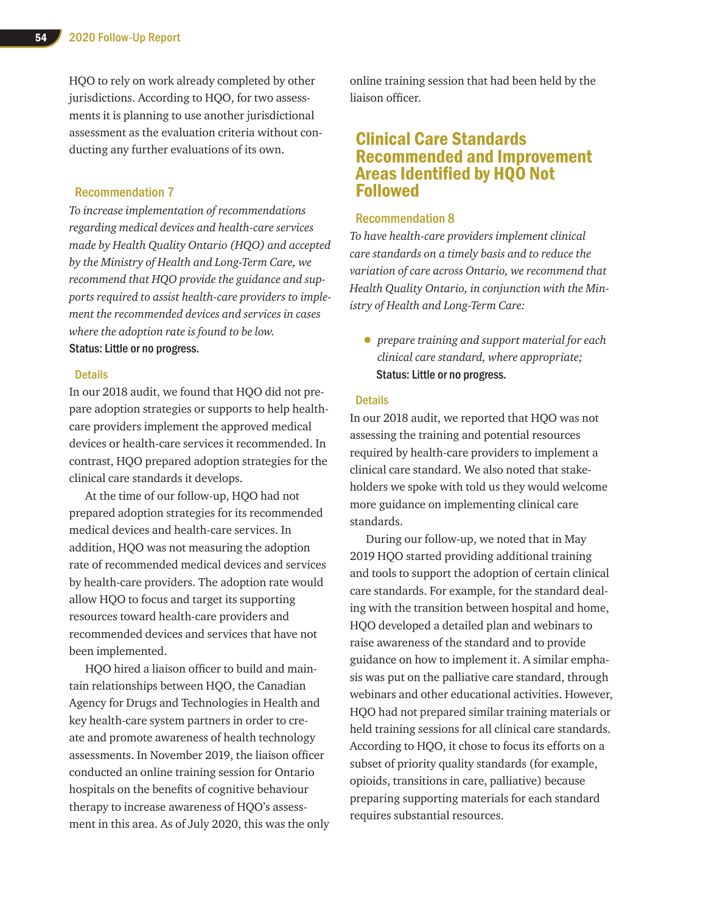HQO to rely on work already completed by other jurisdictions. According to HQO, for two assessments it is planning to use another jurisdictional assessment as the evaluation criteria without conducting any further evaluations of its own.

### Recommendation 7

*To increase implementation of recommendations regarding medical devices and health-care services made by Health Quality Ontario (HQO) and accepted by the Ministry of Health and Long-Term Care, we recommend that HQO provide the guidance and supports required to assist health-care providers to implement the recommended devices and services in cases where the adoption rate is found to be low.*

**Status: Little or no progress.**

### Details

In our 2018 audit, we found that HQO did not prepare adoption strategies or supports to help health-care providers implement the approved medical devices or health-care services it recommended. In contrast, HQO prepared adoption strategies for the clinical care standards it develops.

At the time of our follow-up, HQO had not prepared adoption strategies for its recommended medical devices and health-care services. In addition, HQO was not measuring the adoption rate of recommended medical devices and services by health-care providers. The adoption rate would allow HQO to focus and target its supporting resources toward health-care providers and recommended devices and services that have not been implemented.

HQO hired a liaison officer to build and maintain relationships between HQO, the Canadian Agency for Drugs and Technologies in Health and key health-care system partners in order to create and promote awareness of health technology assessments. In November 2019, the liaison officer conducted an online training session for Ontario hospitals on the benefits of cognitive behaviour therapy to increase awareness of HQO's assessment in this area. As of July 2020, this was the only online training session that had been held by the liaison officer.

## Clinical Care Standards Recommended and Improvement Areas Identified by HQO Not Followed

### Recommendation 8

*To have health-care providers implement clinical care standards on a timely basis and to reduce the variation of care across Ontario, we recommend that Health Quality Ontario, in conjunction with the Ministry of Health and Long-Term Care:*

- *prepare training and support material for each clinical care standard, where appropriate;*

  **Status: Little or no progress.**

### Details

In our 2018 audit, we reported that HQO was not assessing the training and potential resources required by health-care providers to implement a clinical care standard. We also noted that stakeholders we spoke with told us they would welcome more guidance on implementing clinical care standards.

During our follow-up, we noted that in May 2019 HQO started providing additional training and tools to support the adoption of certain clinical care standards. For example, for the standard dealing with the transition between hospital and home, HQO developed a detailed plan and webinars to raise awareness of the standard and to provide guidance on how to implement it. A similar emphasis was put on the palliative care standard, through webinars and other educational activities. However, HQO had not prepared similar training materials or held training sessions for all clinical care standards. According to HQO, it chose to focus its efforts on a subset of priority quality standards (for example, opioids, transitions in care, palliative) because preparing supporting materials for each standard requires substantial resources.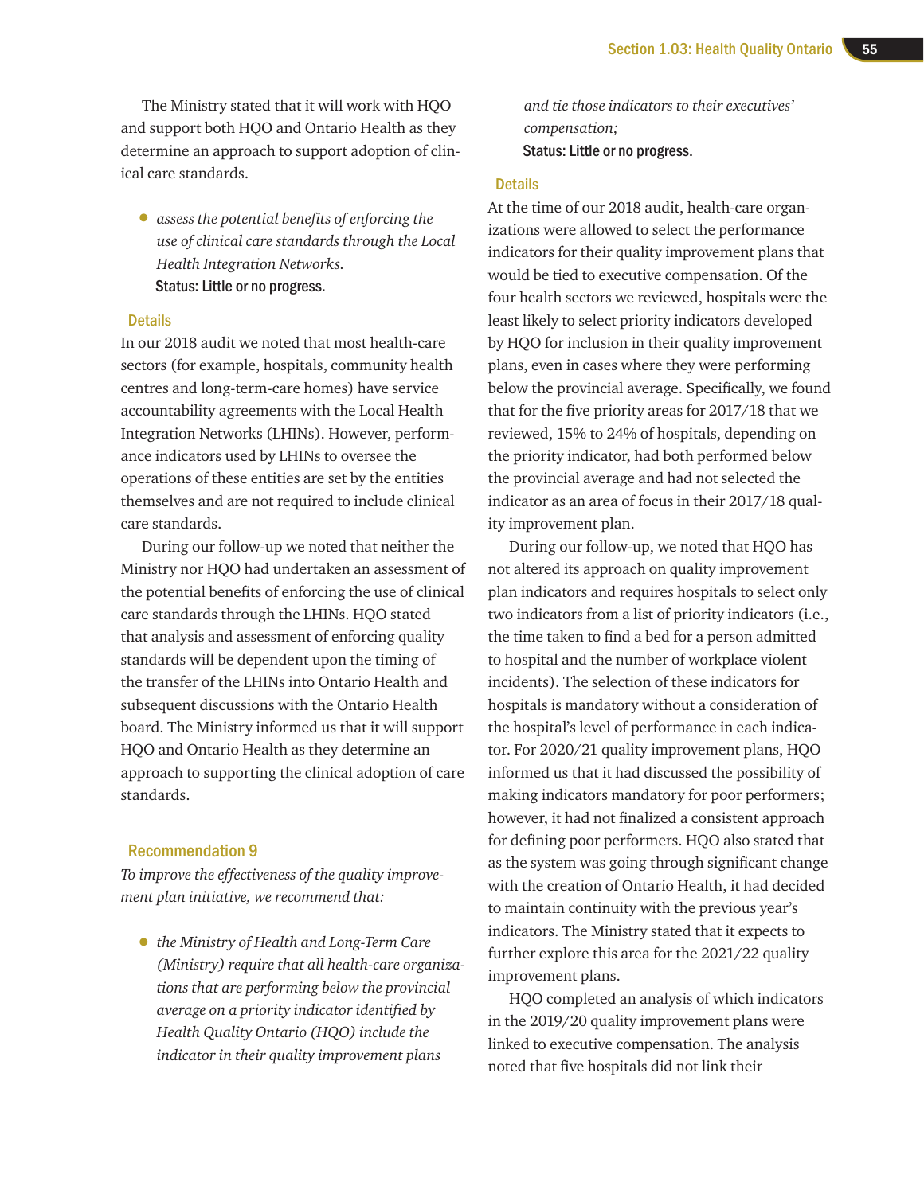The Ministry stated that it will work with HQO and support both HQO and Ontario Health as they determine an approach to support adoption of clinical care standards.

- *assess the potential benefits of enforcing the use of clinical care standards through the Local Health Integration Networks.*

  **Status: Little or no progress.**

### Details

In our 2018 audit we noted that most health-care sectors (for example, hospitals, community health centres and long-term-care homes) have service accountability agreements with the Local Health Integration Networks (LHINs). However, performance indicators used by LHINs to oversee the operations of these entities are set by the entities themselves and are not required to include clinical care standards.

During our follow-up we noted that neither the Ministry nor HQO had undertaken an assessment of the potential benefits of enforcing the use of clinical care standards through the LHINs. HQO stated that analysis and assessment of enforcing quality standards will be dependent upon the timing of the transfer of the LHINs into Ontario Health and subsequent discussions with the Ontario Health board. The Ministry informed us that it will support HQO and Ontario Health as they determine an approach to supporting the clinical adoption of care standards.

## Recommendation 9

*To improve the effectiveness of the quality improvement plan initiative, we recommend that:*

- *the Ministry of Health and Long-Term Care (Ministry) require that all health-care organizations that are performing below the provincial average on a priority indicator identified by Health Quality Ontario (HQO) include the indicator in their quality improvement plans and tie those indicators to their executives' compensation;*

  **Status: Little or no progress.**

### Details

At the time of our 2018 audit, health-care organizations were allowed to select the performance indicators for their quality improvement plans that would be tied to executive compensation. Of the four health sectors we reviewed, hospitals were the least likely to select priority indicators developed by HQO for inclusion in their quality improvement plans, even in cases where they were performing below the provincial average. Specifically, we found that for the five priority areas for 2017/18 that we reviewed, 15% to 24% of hospitals, depending on the priority indicator, had both performed below the provincial average and had not selected the indicator as an area of focus in their 2017/18 quality improvement plan.

During our follow-up, we noted that HQO has not altered its approach on quality improvement plan indicators and requires hospitals to select only two indicators from a list of priority indicators (i.e., the time taken to find a bed for a person admitted to hospital and the number of workplace violent incidents). The selection of these indicators for hospitals is mandatory without a consideration of the hospital's level of performance in each indicator. For 2020/21 quality improvement plans, HQO informed us that it had discussed the possibility of making indicators mandatory for poor performers; however, it had not finalized a consistent approach for defining poor performers. HQO also stated that as the system was going through significant change with the creation of Ontario Health, it had decided to maintain continuity with the previous year's indicators. The Ministry stated that it expects to further explore this area for the 2021/22 quality improvement plans.

HQO completed an analysis of which indicators in the 2019/20 quality improvement plans were linked to executive compensation. The analysis noted that five hospitals did not link their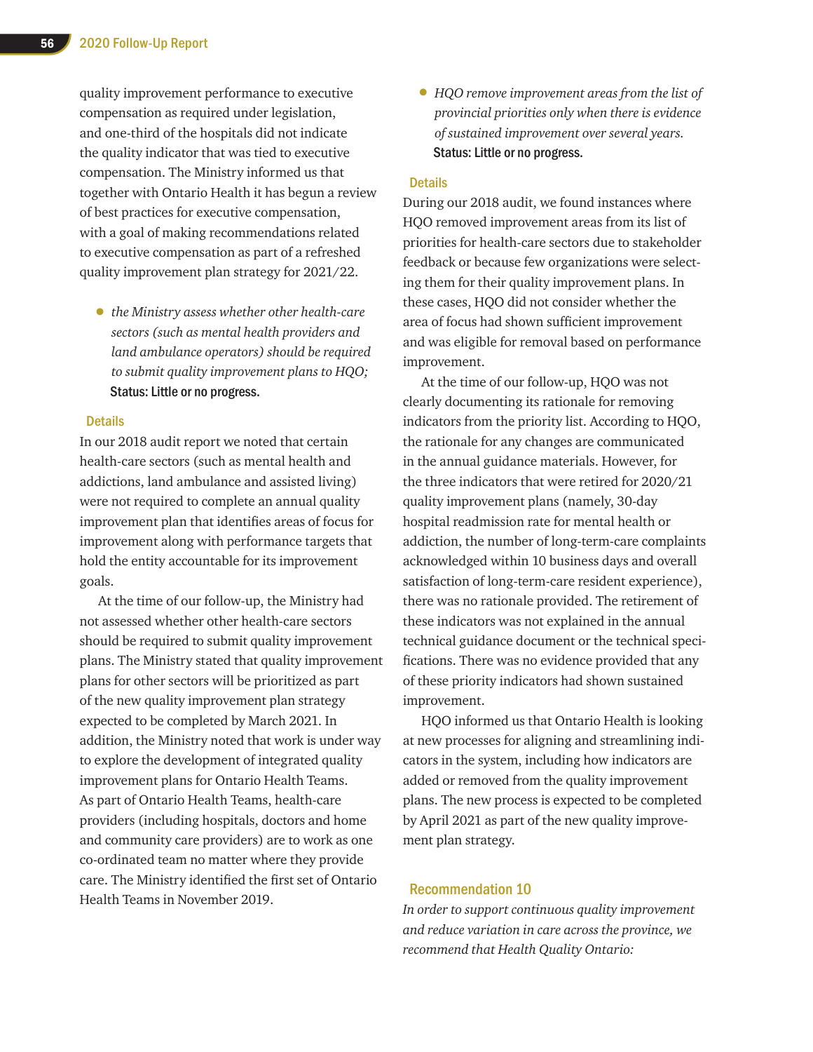quality improvement performance to executive compensation as required under legislation, and one-third of the hospitals did not indicate the quality indicator that was tied to executive compensation. The Ministry informed us that together with Ontario Health it has begun a review of best practices for executive compensation, with a goal of making recommendations related to executive compensation as part of a refreshed quality improvement plan strategy for 2021/22.

- *the Ministry assess whether other health-care sectors (such as mental health providers and land ambulance operators) should be required to submit quality improvement plans to HQO;*
  **Status: Little or no progress.**

### Details

In our 2018 audit report we noted that certain health-care sectors (such as mental health and addictions, land ambulance and assisted living) were not required to complete an annual quality improvement plan that identifies areas of focus for improvement along with performance targets that hold the entity accountable for its improvement goals.

At the time of our follow-up, the Ministry had not assessed whether other health-care sectors should be required to submit quality improvement plans. The Ministry stated that quality improvement plans for other sectors will be prioritized as part of the new quality improvement plan strategy expected to be completed by March 2021. In addition, the Ministry noted that work is under way to explore the development of integrated quality improvement plans for Ontario Health Teams. As part of Ontario Health Teams, health-care providers (including hospitals, doctors and home and community care providers) are to work as one co-ordinated team no matter where they provide care. The Ministry identified the first set of Ontario Health Teams in November 2019.

- *HQO remove improvement areas from the list of provincial priorities only when there is evidence of sustained improvement over several years.*
  **Status: Little or no progress.**

### Details

During our 2018 audit, we found instances where HQO removed improvement areas from its list of priorities for health-care sectors due to stakeholder feedback or because few organizations were selecting them for their quality improvement plans. In these cases, HQO did not consider whether the area of focus had shown sufficient improvement and was eligible for removal based on performance improvement.

At the time of our follow-up, HQO was not clearly documenting its rationale for removing indicators from the priority list. According to HQO, the rationale for any changes are communicated in the annual guidance materials. However, for the three indicators that were retired for 2020/21 quality improvement plans (namely, 30-day hospital readmission rate for mental health or addiction, the number of long-term-care complaints acknowledged within 10 business days and overall satisfaction of long-term-care resident experience), there was no rationale provided. The retirement of these indicators was not explained in the annual technical guidance document or the technical specifications. There was no evidence provided that any of these priority indicators had shown sustained improvement.

HQO informed us that Ontario Health is looking at new processes for aligning and streamlining indicators in the system, including how indicators are added or removed from the quality improvement plans. The new process is expected to be completed by April 2021 as part of the new quality improvement plan strategy.

## Recommendation 10

*In order to support continuous quality improvement and reduce variation in care across the province, we recommend that Health Quality Ontario:*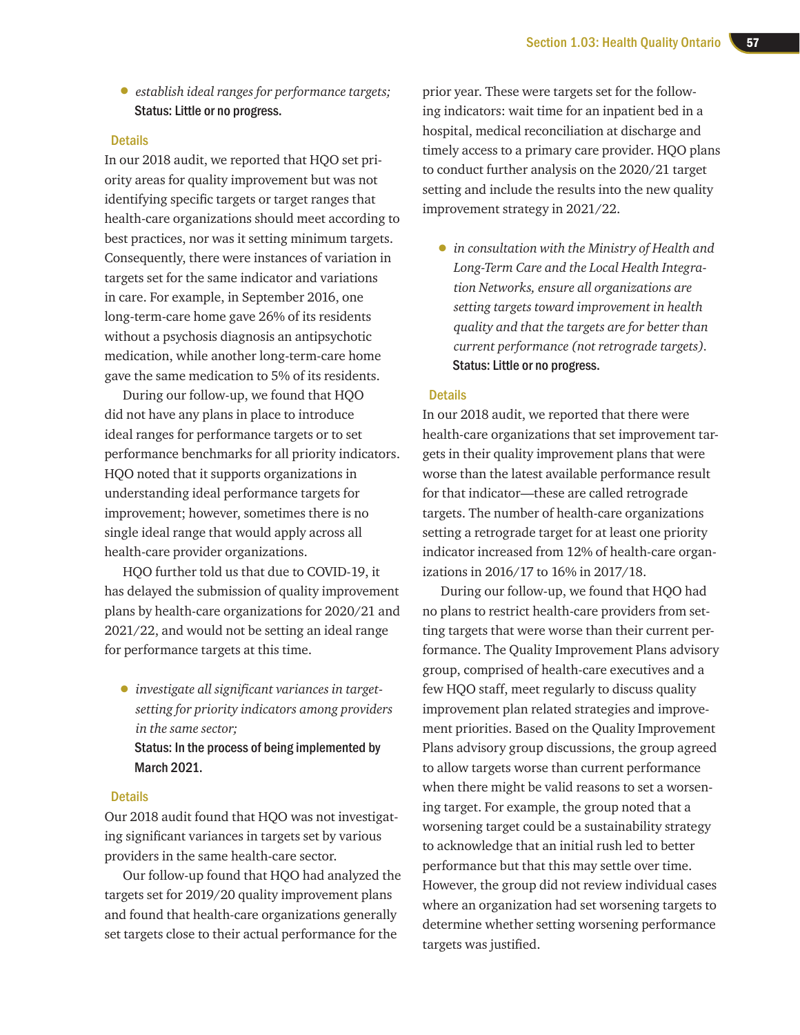- *establish ideal ranges for performance targets;*
  **Status: Little or no progress.**

### Details

In our 2018 audit, we reported that HQO set priority areas for quality improvement but was not identifying specific targets or target ranges that health-care organizations should meet according to best practices, nor was it setting minimum targets. Consequently, there were instances of variation in targets set for the same indicator and variations in care. For example, in September 2016, one long-term-care home gave 26% of its residents without a psychosis diagnosis an antipsychotic medication, while another long-term-care home gave the same medication to 5% of its residents.

During our follow-up, we found that HQO did not have any plans in place to introduce ideal ranges for performance targets or to set performance benchmarks for all priority indicators. HQO noted that it supports organizations in understanding ideal performance targets for improvement; however, sometimes there is no single ideal range that would apply across all health-care provider organizations.

HQO further told us that due to COVID-19, it has delayed the submission of quality improvement plans by health-care organizations for 2020/21 and 2021/22, and would not be setting an ideal range for performance targets at this time.

- *investigate all significant variances in target-setting for priority indicators among providers in the same sector;*
  **Status: In the process of being implemented by March 2021.**

### Details

Our 2018 audit found that HQO was not investigating significant variances in targets set by various providers in the same health-care sector.

Our follow-up found that HQO had analyzed the targets set for 2019/20 quality improvement plans and found that health-care organizations generally set targets close to their actual performance for the prior year. These were targets set for the following indicators: wait time for an inpatient bed in a hospital, medical reconciliation at discharge and timely access to a primary care provider. HQO plans to conduct further analysis on the 2020/21 target setting and include the results into the new quality improvement strategy in 2021/22.

- *in consultation with the Ministry of Health and Long-Term Care and the Local Health Integration Networks, ensure all organizations are setting targets toward improvement in health quality and that the targets are for better than current performance (not retrograde targets).*
  **Status: Little or no progress.**

### Details

In our 2018 audit, we reported that there were health-care organizations that set improvement targets in their quality improvement plans that were worse than the latest available performance result for that indicator—these are called retrograde targets. The number of health-care organizations setting a retrograde target for at least one priority indicator increased from 12% of health-care organizations in 2016/17 to 16% in 2017/18.

During our follow-up, we found that HQO had no plans to restrict health-care providers from setting targets that were worse than their current performance. The Quality Improvement Plans advisory group, comprised of health-care executives and a few HQO staff, meet regularly to discuss quality improvement plan related strategies and improvement priorities. Based on the Quality Improvement Plans advisory group discussions, the group agreed to allow targets worse than current performance when there might be valid reasons to set a worsening target. For example, the group noted that a worsening target could be a sustainability strategy to acknowledge that an initial rush led to better performance but that this may settle over time. However, the group did not review individual cases where an organization had set worsening targets to determine whether setting worsening performance targets was justified.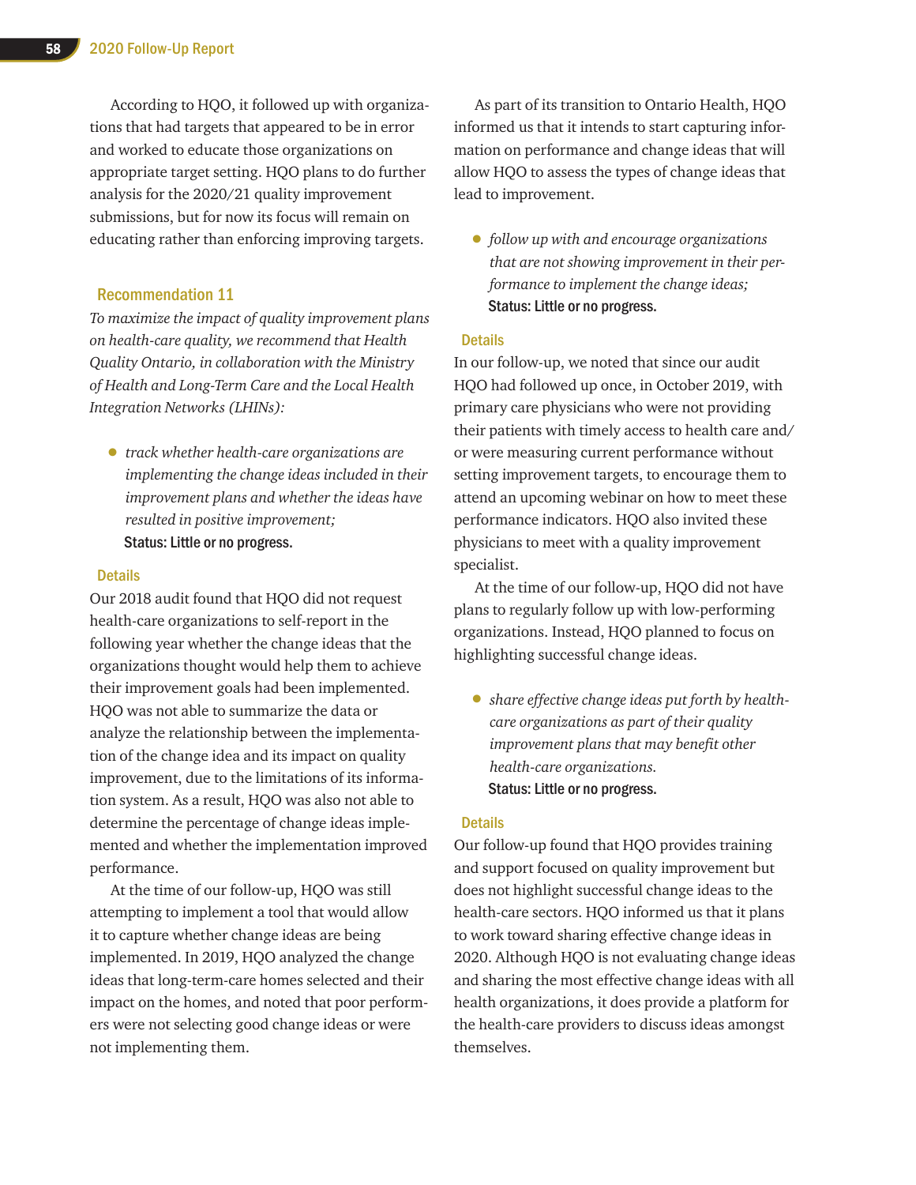According to HQO, it followed up with organizations that had targets that appeared to be in error and worked to educate those organizations on appropriate target setting. HQO plans to do further analysis for the 2020/21 quality improvement submissions, but for now its focus will remain on educating rather than enforcing improving targets.

### Recommendation 11

*To maximize the impact of quality improvement plans on health-care quality, we recommend that Health Quality Ontario, in collaboration with the Ministry of Health and Long-Term Care and the Local Health Integration Networks (LHINs):*

- *track whether health-care organizations are implementing the change ideas included in their improvement plans and whether the ideas have resulted in positive improvement;*

  **Status: Little or no progress.**

#### Details

Our 2018 audit found that HQO did not request health-care organizations to self-report in the following year whether the change ideas that the organizations thought would help them to achieve their improvement goals had been implemented. HQO was not able to summarize the data or analyze the relationship between the implementation of the change idea and its impact on quality improvement, due to the limitations of its information system. As a result, HQO was also not able to determine the percentage of change ideas implemented and whether the implementation improved performance.

At the time of our follow-up, HQO was still attempting to implement a tool that would allow it to capture whether change ideas are being implemented. In 2019, HQO analyzed the change ideas that long-term-care homes selected and their impact on the homes, and noted that poor performers were not selecting good change ideas or were not implementing them.

As part of its transition to Ontario Health, HQO informed us that it intends to start capturing information on performance and change ideas that will allow HQO to assess the types of change ideas that lead to improvement.

- *follow up with and encourage organizations that are not showing improvement in their performance to implement the change ideas;*

  **Status: Little or no progress.**

#### Details

In our follow-up, we noted that since our audit HQO had followed up once, in October 2019, with primary care physicians who were not providing their patients with timely access to health care and/or were measuring current performance without setting improvement targets, to encourage them to attend an upcoming webinar on how to meet these performance indicators. HQO also invited these physicians to meet with a quality improvement specialist.

At the time of our follow-up, HQO did not have plans to regularly follow up with low-performing organizations. Instead, HQO planned to focus on highlighting successful change ideas.

- *share effective change ideas put forth by health-care organizations as part of their quality improvement plans that may benefit other health-care organizations.*

  **Status: Little or no progress.**

#### Details

Our follow-up found that HQO provides training and support focused on quality improvement but does not highlight successful change ideas to the health-care sectors. HQO informed us that it plans to work toward sharing effective change ideas in 2020. Although HQO is not evaluating change ideas and sharing the most effective change ideas with all health organizations, it does provide a platform for the health-care providers to discuss ideas amongst themselves.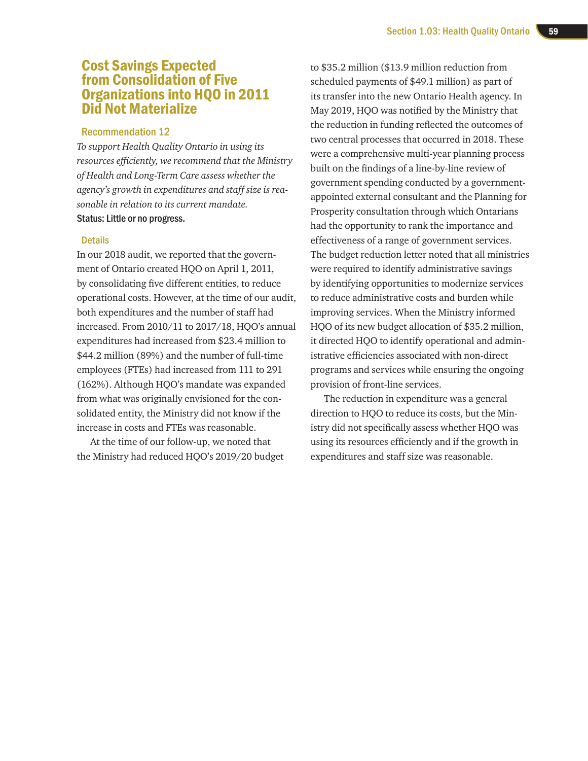## Cost Savings Expected from Consolidation of Five Organizations into HQO in 2011 Did Not Materialize

### Recommendation 12

*To support Health Quality Ontario in using its resources efficiently, we recommend that the Ministry of Health and Long-Term Care assess whether the agency's growth in expenditures and staff size is reasonable in relation to its current mandate.*

**Status: Little or no progress.**

### Details

In our 2018 audit, we reported that the government of Ontario created HQO on April 1, 2011, by consolidating five different entities, to reduce operational costs. However, at the time of our audit, both expenditures and the number of staff had increased. From 2010/11 to 2017/18, HQO's annual expenditures had increased from $23.4 million to $44.2 million (89%) and the number of full-time employees (FTEs) had increased from 111 to 291 (162%). Although HQO's mandate was expanded from what was originally envisioned for the consolidated entity, the Ministry did not know if the increase in costs and FTEs was reasonable.

At the time of our follow-up, we noted that the Ministry had reduced HQO's 2019/20 budget to $35.2 million ($13.9 million reduction from scheduled payments of $49.1 million) as part of its transfer into the new Ontario Health agency. In May 2019, HQO was notified by the Ministry that the reduction in funding reflected the outcomes of two central processes that occurred in 2018. These were a comprehensive multi-year planning process built on the findings of a line-by-line review of government spending conducted by a government-appointed external consultant and the Planning for Prosperity consultation through which Ontarians had the opportunity to rank the importance and effectiveness of a range of government services. The budget reduction letter noted that all ministries were required to identify administrative savings by identifying opportunities to modernize services to reduce administrative costs and burden while improving services. When the Ministry informed HQO of its new budget allocation of $35.2 million, it directed HQO to identify operational and administrative efficiencies associated with non-direct programs and services while ensuring the ongoing provision of front-line services.

The reduction in expenditure was a general direction to HQO to reduce its costs, but the Ministry did not specifically assess whether HQO was using its resources efficiently and if the growth in expenditures and staff size was reasonable.